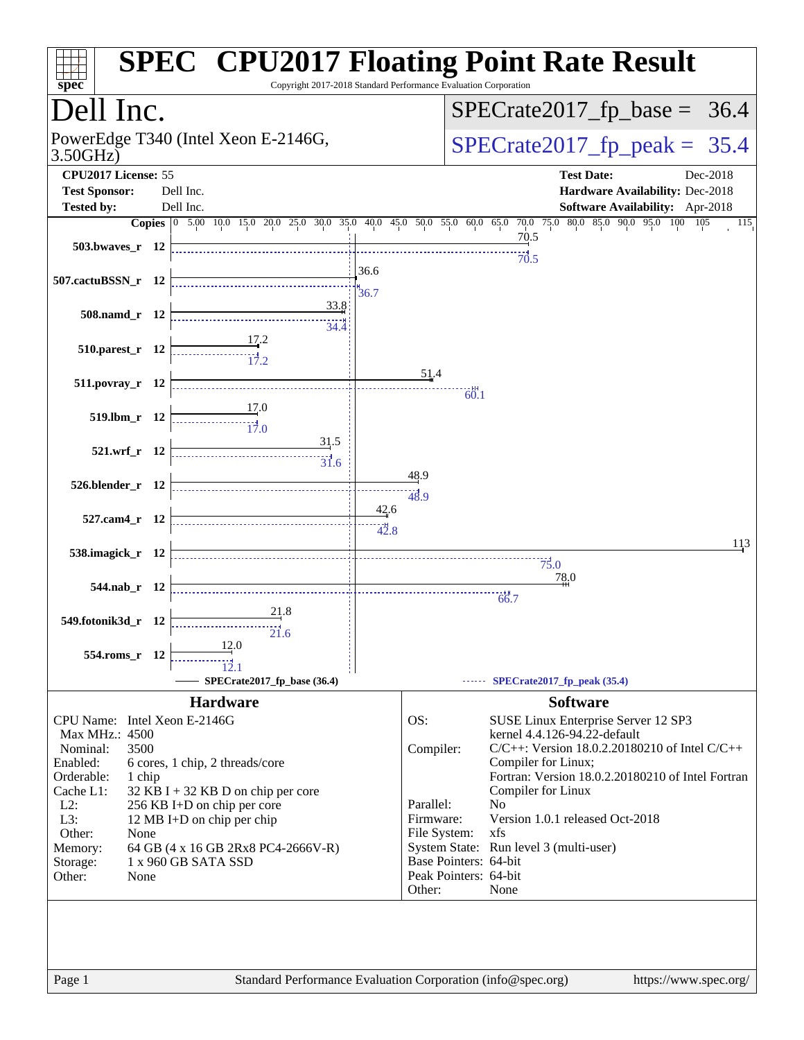# SPEC CPU2017 Floating Point Rate Result

Copyright 2017-2018 Standard Performance Evaluation Corporation

## Dell Inc.

PowerEdge T340 (Intel Xeon E-2146G, 3.50GHz)

SPECrate2017_fp_base = 36.4

SPECrate2017_fp_peak = 35.4

**CPU2017 License:** 55
**Test Sponsor:** Dell Inc.
**Tested by:** Dell Inc.

**Test Date:** Dec-2018
**Hardware Availability:** Dec-2018
**Software Availability:** Apr-2018

| Benchmark | Copies | Base | Peak |
|---|---|---|---|
| 503.bwaves_r | 12 | 70.5 | 70.5 |
| 507.cactuBSSN_r | 12 | 36.6 | 36.7 |
| 508.namd_r | 12 | 33.8 | 34.4 |
| 510.parest_r | 12 | 17.2 | 17.2 |
| 511.povray_r | 12 | 51.4 | 60.1 |
| 519.lbm_r | 12 | 17.0 | 17.0 |
| 521.wrf_r | 12 | 31.5 | 31.6 |
| 526.blender_r | 12 | 48.9 | 48.9 |
| 527.cam4_r | 12 | 42.6 | 42.8 |
| 538.imagick_r | 12 | 113 | 75.0 |
| 544.nab_r | 12 | 78.0 | 66.7 |
| 549.fotonik3d_r | 12 | 21.8 | 21.6 |
| 554.roms_r | 12 | 12.0 | 12.1 |

SPECrate2017_fp_base (36.4)
SPECrate2017_fp_peak (35.4)

## Hardware

| | |
|---|---|
| CPU Name: | Intel Xeon E-2146G |
| Max MHz.: | 4500 |
| Nominal: | 3500 |
| Enabled: | 6 cores, 1 chip, 2 threads/core |
| Orderable: | 1 chip |
| Cache L1: | 32 KB I + 32 KB D on chip per core |
| L2: | 256 KB I+D on chip per core |
| L3: | 12 MB I+D on chip per chip |
| Other: | None |
| Memory: | 64 GB (4 x 16 GB 2Rx8 PC4-2666V-R) |
| Storage: | 1 x 960 GB SATA SSD |
| Other: | None |

## Software

| | |
|---|---|
| OS: | SUSE Linux Enterprise Server 12 SP3 kernel 4.4.126-94.22-default |
| Compiler: | C/C++: Version 18.0.2.20180210 of Intel C/C++ Compiler for Linux; Fortran: Version 18.0.2.20180210 of Intel Fortran Compiler for Linux |
| Parallel: | No |
| Firmware: | Version 1.0.1 released Oct-2018 |
| File System: | xfs |
| System State: | Run level 3 (multi-user) |
| Base Pointers: | 64-bit |
| Peak Pointers: | 64-bit |
| Other: | None |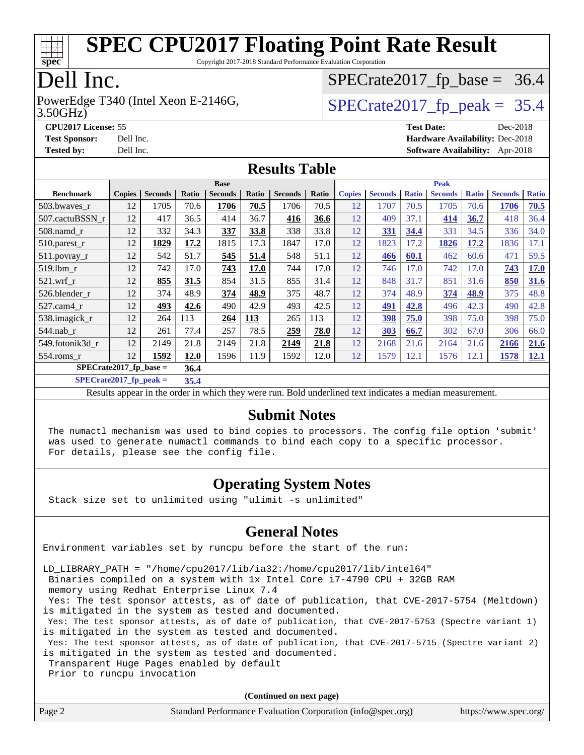# SPEC CPU2017 Floating Point Rate Result

Copyright 2017-2018 Standard Performance Evaluation Corporation

# Dell Inc.

PowerEdge T340 (Intel Xeon E-2146G, 3.50GHz)

SPECrate2017_fp_base = 36.4

SPECrate2017_fp_peak = 35.4

**CPU2017 License:** 55
**Test Sponsor:** Dell Inc.
**Tested by:** Dell Inc.

**Test Date:** Dec-2018
**Hardware Availability:** Dec-2018
**Software Availability:** Apr-2018

## Results Table

| | Base | | | | | | | Peak | | | | | | |
|---|---|---|---|---|---|---|---|---|---|---|---|---|---|---|
| **Benchmark** | **Copies** | **Seconds** | **Ratio** | **Seconds** | **Ratio** | **Seconds** | **Ratio** | **Copies** | **Seconds** | **Ratio** | **Seconds** | **Ratio** | **Seconds** | **Ratio** |
| 503.bwaves_r | 12 | 1705 | 70.6 | **1706** | **70.5** | 1706 | 70.5 | 12 | 1707 | 70.5 | 1705 | 70.6 | **1706** | **70.5** |
| 507.cactuBSSN_r | 12 | 417 | 36.5 | 414 | 36.7 | **416** | **36.6** | 12 | 409 | 37.1 | **414** | **36.7** | 418 | 36.4 |
| 508.namd_r | 12 | 332 | 34.3 | **337** | **33.8** | 338 | 33.8 | 12 | **331** | **34.4** | 331 | 34.5 | 336 | 34.0 |
| 510.parest_r | 12 | **1829** | **17.2** | 1815 | 17.3 | 1847 | 17.0 | 12 | 1823 | 17.2 | **1826** | **17.2** | 1836 | 17.1 |
| 511.povray_r | 12 | 542 | 51.7 | **545** | **51.4** | 548 | 51.1 | 12 | **466** | **60.1** | 462 | 60.6 | 471 | 59.5 |
| 519.lbm_r | 12 | 742 | 17.0 | **743** | **17.0** | 744 | 17.0 | 12 | 746 | 17.0 | 742 | 17.0 | **743** | **17.0** |
| 521.wrf_r | 12 | **855** | **31.5** | 854 | 31.5 | 855 | 31.4 | 12 | 848 | 31.7 | 851 | 31.6 | **850** | **31.6** |
| 526.blender_r | 12 | 374 | 48.9 | **374** | **48.9** | 375 | 48.7 | 12 | 374 | 48.9 | **374** | **48.9** | 375 | 48.8 |
| 527.cam4_r | 12 | **493** | **42.6** | 490 | 42.9 | 493 | 42.5 | 12 | **491** | **42.8** | 496 | 42.3 | 490 | 42.8 |
| 538.imagick_r | 12 | 264 | 113 | **264** | **113** | 265 | 113 | 12 | **398** | **75.0** | 398 | 75.0 | 398 | 75.0 |
| 544.nab_r | 12 | 261 | 77.4 | 257 | 78.5 | **259** | **78.0** | 12 | **303** | **66.7** | 302 | 67.0 | 306 | 66.0 |
| 549.fotonik3d_r | 12 | 2149 | 21.8 | 2149 | 21.8 | **2149** | **21.8** | 12 | 2168 | 21.6 | 2164 | 21.6 | **2166** | **21.6** |
| 554.roms_r | 12 | **1592** | **12.0** | 1596 | 11.9 | 1592 | 12.0 | 12 | 1579 | 12.1 | 1576 | 12.1 | **1578** | **12.1** |

**SPECrate2017_fp_base = 36.4**

**SPECrate2017_fp_peak = 35.4**

Results appear in the order in which they were run. Bold underlined text indicates a median measurement.

## Submit Notes

```
The numactl mechanism was used to bind copies to processors. The config file option 'submit'
was used to generate numactl commands to bind each copy to a specific processor.
For details, please see the config file.
```

## Operating System Notes

```
Stack size set to unlimited using "ulimit -s unlimited"
```

## General Notes

```
Environment variables set by runcpu before the start of the run:

LD_LIBRARY_PATH = "/home/cpu2017/lib/ia32:/home/cpu2017/lib/intel64"
 Binaries compiled on a system with 1x Intel Core i7-4790 CPU + 32GB RAM
 memory using Redhat Enterprise Linux 7.4
 Yes: The test sponsor attests, as of date of publication, that CVE-2017-5754 (Meltdown)
is mitigated in the system as tested and documented.
 Yes: The test sponsor attests, as of date of publication, that CVE-2017-5753 (Spectre variant 1)
is mitigated in the system as tested and documented.
 Yes: The test sponsor attests, as of date of publication, that CVE-2017-5715 (Spectre variant 2)
is mitigated in the system as tested and documented.
 Transparent Huge Pages enabled by default
 Prior to runcpu invocation
```

**(Continued on next page)**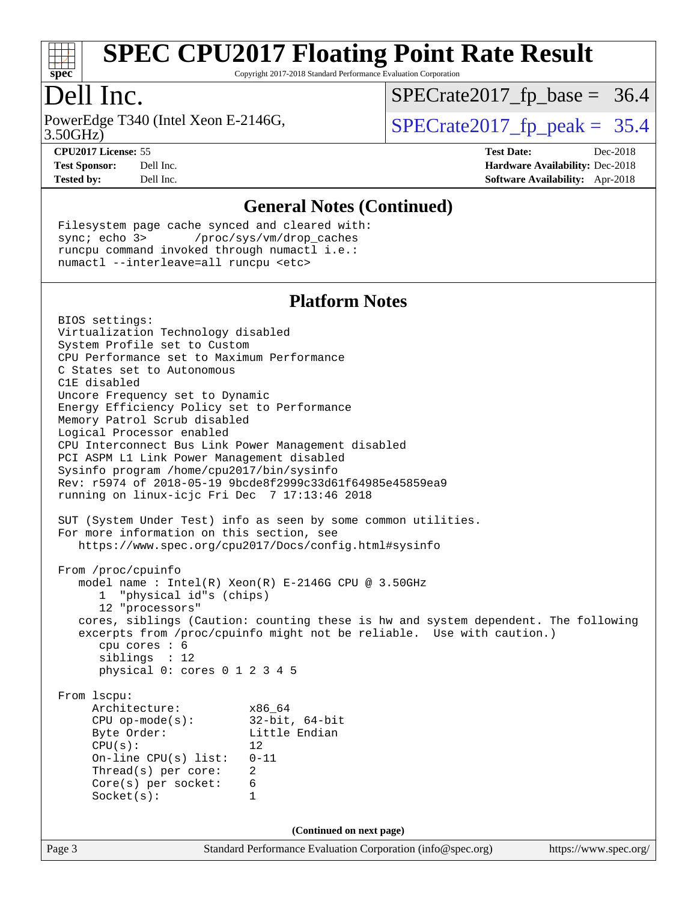# SPEC CPU2017 Floating Point Rate Result

Copyright 2017-2018 Standard Performance Evaluation Corporation

# Dell Inc.

PowerEdge T340 (Intel Xeon E-2146G, 3.50GHz)

SPECrate2017_fp_base = 36.4

SPECrate2017_fp_peak = 35.4

**CPU2017 License:** 55
**Test Sponsor:** Dell Inc.
**Tested by:** Dell Inc.

**Test Date:** Dec-2018
**Hardware Availability:** Dec-2018
**Software Availability:** Apr-2018

## General Notes (Continued)

```
Filesystem page cache synced and cleared with:
sync; echo 3>       /proc/sys/vm/drop_caches
runcpu command invoked through numactl i.e.:
numactl --interleave=all runcpu <etc>
```

## Platform Notes

```
BIOS settings:
Virtualization Technology disabled
System Profile set to Custom
CPU Performance set to Maximum Performance
C States set to Autonomous
C1E disabled
Uncore Frequency set to Dynamic
Energy Efficiency Policy set to Performance
Memory Patrol Scrub disabled
Logical Processor enabled
CPU Interconnect Bus Link Power Management disabled
PCI ASPM L1 Link Power Management disabled
Sysinfo program /home/cpu2017/bin/sysinfo
Rev: r5974 of 2018-05-19 9bcde8f2999c33d61f64985e45859ea9
running on linux-icjc Fri Dec  7 17:13:46 2018

SUT (System Under Test) info as seen by some common utilities.
For more information on this section, see
   https://www.spec.org/cpu2017/Docs/config.html#sysinfo

From /proc/cpuinfo
   model name : Intel(R) Xeon(R) E-2146G CPU @ 3.50GHz
      1  "physical id"s (chips)
      12 "processors"
   cores, siblings (Caution: counting these is hw and system dependent. The following
   excerpts from /proc/cpuinfo might not be reliable.  Use with caution.)
      cpu cores : 6
      siblings  : 12
      physical 0: cores 0 1 2 3 4 5

From lscpu:
     Architecture:          x86_64
     CPU op-mode(s):        32-bit, 64-bit
     Byte Order:            Little Endian
     CPU(s):                12
     On-line CPU(s) list:   0-11
     Thread(s) per core:    2
     Core(s) per socket:    6
     Socket(s):             1
```

(Continued on next page)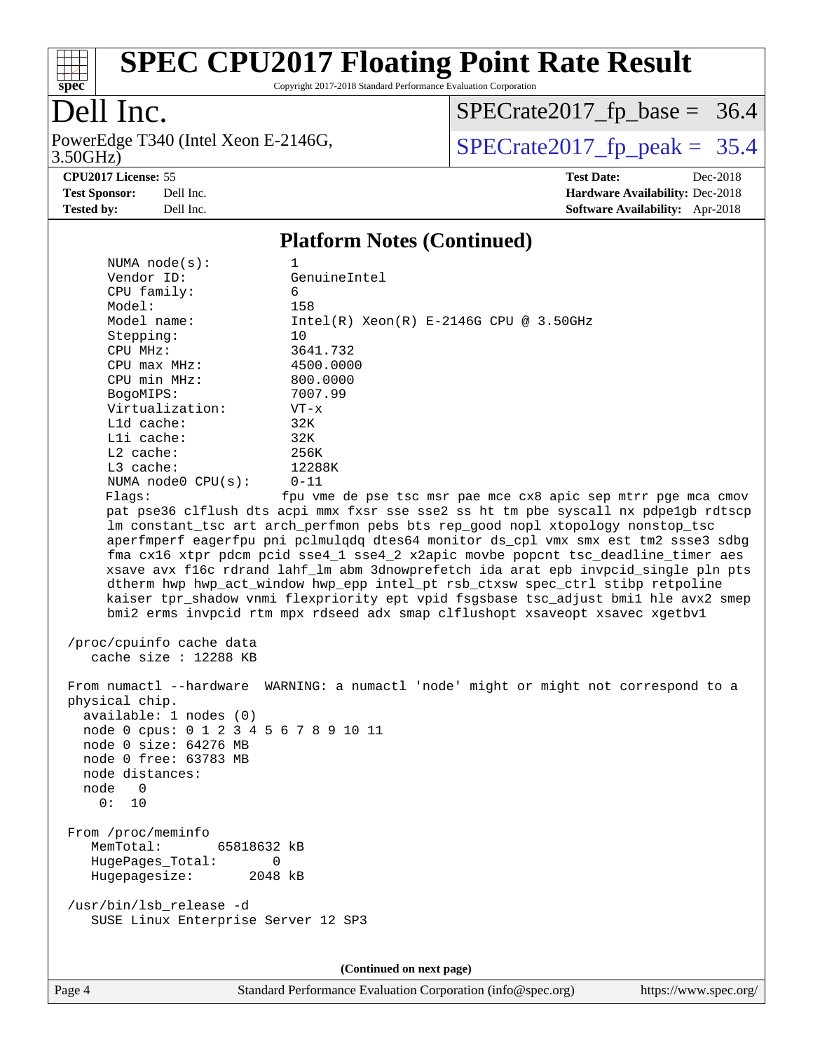## Platform Notes (Continued)

```
     NUMA node(s):          1
     Vendor ID:             GenuineIntel
     CPU family:            6
     Model:                 158
     Model name:            Intel(R) Xeon(R) E-2146G CPU @ 3.50GHz
     Stepping:              10
     CPU MHz:               3641.732
     CPU max MHz:           4500.0000
     CPU min MHz:           800.0000
     BogoMIPS:              7007.99
     Virtualization:        VT-x
     L1d cache:             32K
     L1i cache:             32K
     L2 cache:              256K
     L3 cache:              12288K
     NUMA node0 CPU(s):     0-11
     Flags:                fpu vme de pse tsc msr pae mce cx8 apic sep mtrr pge mca cmov
     pat pse36 clflush dts acpi mmx fxsr sse sse2 ss ht tm pbe syscall nx pdpe1gb rdtscp
     lm constant_tsc art arch_perfmon pebs bts rep_good nopl xtopology nonstop_tsc
     aperfmperf eagerfpu pni pclmulqdq dtes64 monitor ds_cpl vmx smx est tm2 ssse3 sdbg
     fma cx16 xtpr pdcm pcid sse4_1 sse4_2 x2apic movbe popcnt tsc_deadline_timer aes
     xsave avx f16c rdrand lahf_lm abm 3dnowprefetch ida arat epb invpcid_single pln pts
     dtherm hwp hwp_act_window hwp_epp intel_pt rsb_ctxsw spec_ctrl stibp retpoline
     kaiser tpr_shadow vnmi flexpriority ept vpid fsgsbase tsc_adjust bmi1 hle avx2 smep
     bmi2 erms invpcid rtm mpx rdseed adx smap clflushopt xsaveopt xsavec xgetbv1

 /proc/cpuinfo cache data
    cache size : 12288 KB

 From numactl --hardware  WARNING: a numactl 'node' might or might not correspond to a
 physical chip.
   available: 1 nodes (0)
   node 0 cpus: 0 1 2 3 4 5 6 7 8 9 10 11
   node 0 size: 64276 MB
   node 0 free: 63783 MB
   node distances:
   node   0
     0:  10

 From /proc/meminfo
    MemTotal:       65818632 kB
    HugePages_Total:       0
    Hugepagesize:       2048 kB

 /usr/bin/lsb_release -d
    SUSE Linux Enterprise Server 12 SP3
```

(Continued on next page)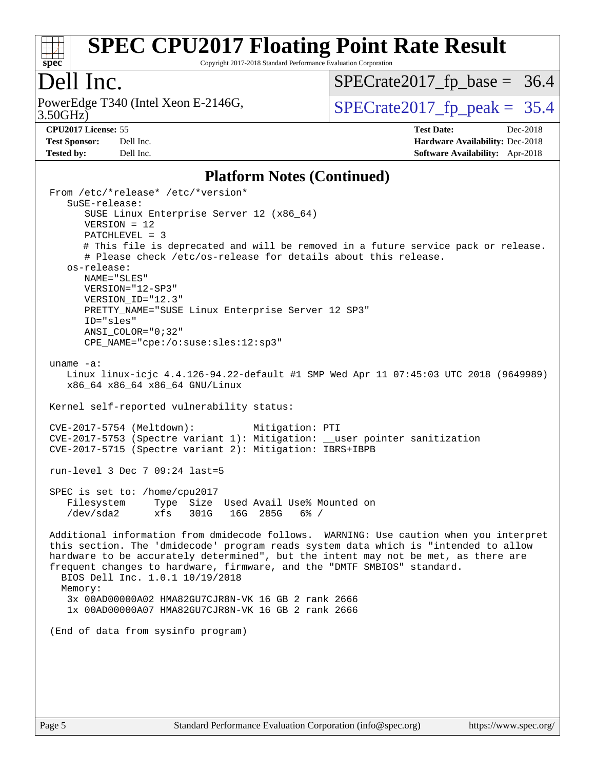## Platform Notes (Continued)

```
From /etc/*release* /etc/*version*
   SuSE-release:
      SUSE Linux Enterprise Server 12 (x86_64)
      VERSION = 12
      PATCHLEVEL = 3
      # This file is deprecated and will be removed in a future service pack or release.
      # Please check /etc/os-release for details about this release.
   os-release:
      NAME="SLES"
      VERSION="12-SP3"
      VERSION_ID="12.3"
      PRETTY_NAME="SUSE Linux Enterprise Server 12 SP3"
      ID="sles"
      ANSI_COLOR="0;32"
      CPE_NAME="cpe:/o:suse:sles:12:sp3"

uname -a:
   Linux linux-icjc 4.4.126-94.22-default #1 SMP Wed Apr 11 07:45:03 UTC 2018 (9649989)
   x86_64 x86_64 x86_64 GNU/Linux

Kernel self-reported vulnerability status:

CVE-2017-5754 (Meltdown):          Mitigation: PTI
CVE-2017-5753 (Spectre variant 1): Mitigation: __user pointer sanitization
CVE-2017-5715 (Spectre variant 2): Mitigation: IBRS+IBPB

run-level 3 Dec 7 09:24 last=5

SPEC is set to: /home/cpu2017
   Filesystem     Type  Size  Used Avail Use% Mounted on
   /dev/sda2      xfs   301G   16G  285G   6% /

Additional information from dmidecode follows.  WARNING: Use caution when you interpret
this section. The 'dmidecode' program reads system data which is "intended to allow
hardware to be accurately determined", but the intent may not be met, as there are
frequent changes to hardware, firmware, and the "DMTF SMBIOS" standard.
  BIOS Dell Inc. 1.0.1 10/19/2018
  Memory:
   3x 00AD00000A02 HMA82GU7CJR8N-VK 16 GB 2 rank 2666
   1x 00AD00000A07 HMA82GU7CJR8N-VK 16 GB 2 rank 2666

(End of data from sysinfo program)
```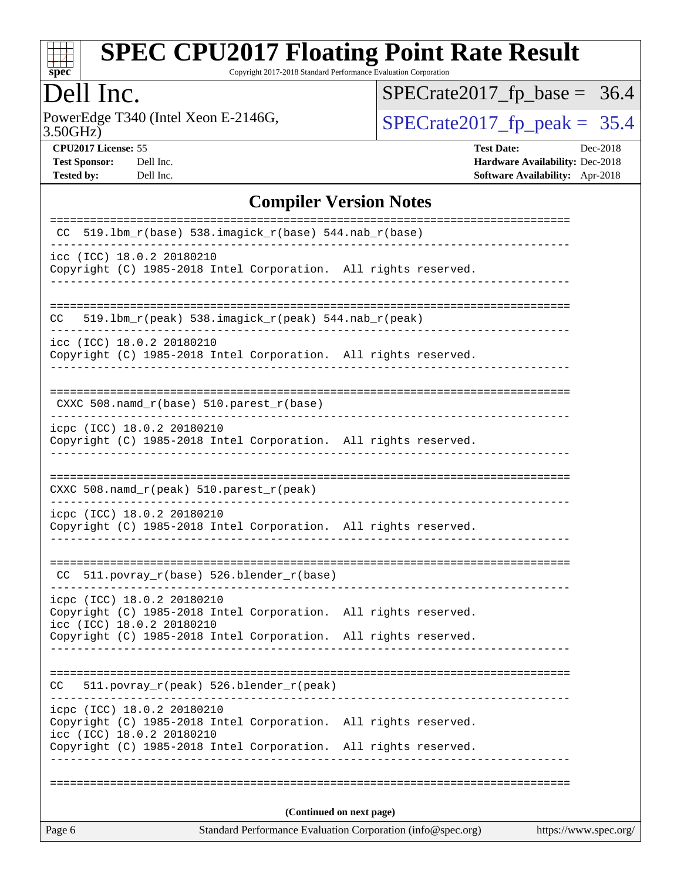# SPEC CPU2017 Floating Point Rate Result

Copyright 2017-2018 Standard Performance Evaluation Corporation

**Dell Inc.**

PowerEdge T340 (Intel Xeon E-2146G, 3.50GHz)

SPECrate2017_fp_base = 36.4

SPECrate2017_fp_peak = 35.4

**CPU2017 License:** 55
**Test Sponsor:** Dell Inc.
**Tested by:** Dell Inc.

**Test Date:** Dec-2018
**Hardware Availability:** Dec-2018
**Software Availability:** Apr-2018

## Compiler Version Notes

```
==============================================================================
 CC  519.lbm_r(base) 538.imagick_r(base) 544.nab_r(base)
------------------------------------------------------------------------------
icc (ICC) 18.0.2 20180210
Copyright (C) 1985-2018 Intel Corporation.  All rights reserved.
------------------------------------------------------------------------------

==============================================================================
CC   519.lbm_r(peak) 538.imagick_r(peak) 544.nab_r(peak)
------------------------------------------------------------------------------
icc (ICC) 18.0.2 20180210
Copyright (C) 1985-2018 Intel Corporation.  All rights reserved.
------------------------------------------------------------------------------

==============================================================================
 CXXC 508.namd_r(base) 510.parest_r(base)
------------------------------------------------------------------------------
icpc (ICC) 18.0.2 20180210
Copyright (C) 1985-2018 Intel Corporation.  All rights reserved.
------------------------------------------------------------------------------

==============================================================================
CXXC 508.namd_r(peak) 510.parest_r(peak)
------------------------------------------------------------------------------
icpc (ICC) 18.0.2 20180210
Copyright (C) 1985-2018 Intel Corporation.  All rights reserved.
------------------------------------------------------------------------------

==============================================================================
 CC  511.povray_r(base) 526.blender_r(base)
------------------------------------------------------------------------------
icpc (ICC) 18.0.2 20180210
Copyright (C) 1985-2018 Intel Corporation.  All rights reserved.
icc (ICC) 18.0.2 20180210
Copyright (C) 1985-2018 Intel Corporation.  All rights reserved.
------------------------------------------------------------------------------

==============================================================================
CC   511.povray_r(peak) 526.blender_r(peak)
------------------------------------------------------------------------------
icpc (ICC) 18.0.2 20180210
Copyright (C) 1985-2018 Intel Corporation.  All rights reserved.
icc (ICC) 18.0.2 20180210
Copyright (C) 1985-2018 Intel Corporation.  All rights reserved.
------------------------------------------------------------------------------

==============================================================================
```

**(Continued on next page)**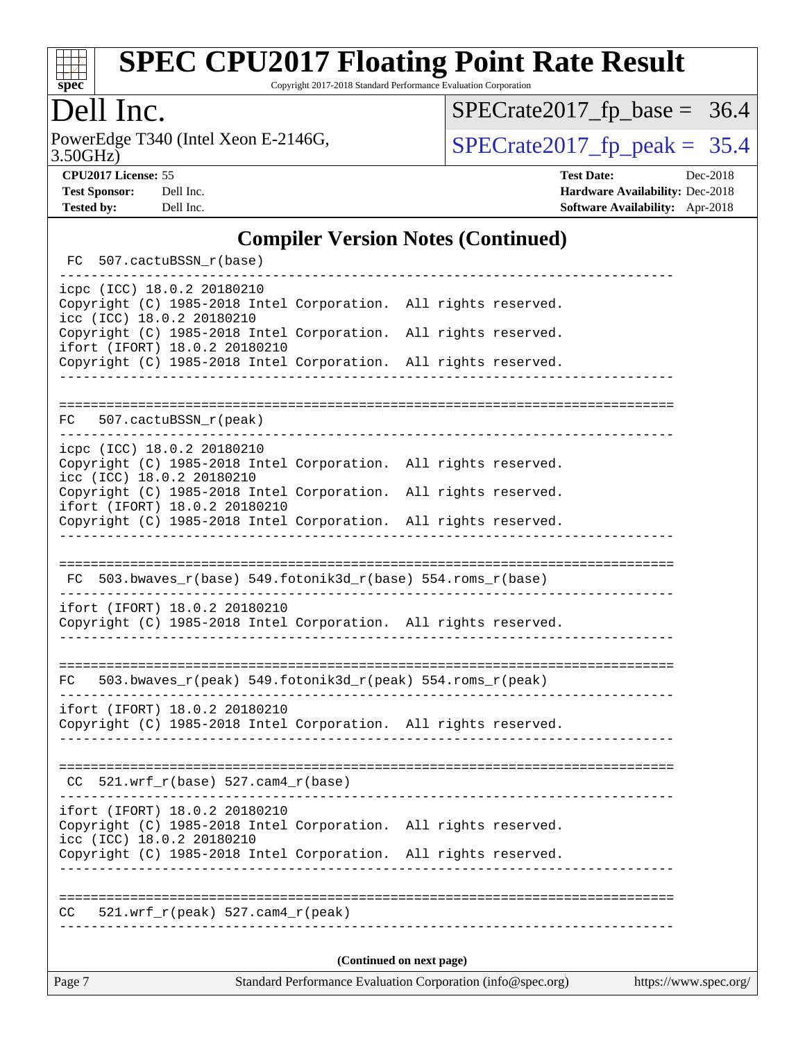## Compiler Version Notes (Continued)

```
 FC  507.cactuBSSN_r(base)
------------------------------------------------------------------------------
icpc (ICC) 18.0.2 20180210
Copyright (C) 1985-2018 Intel Corporation.  All rights reserved.
icc (ICC) 18.0.2 20180210
Copyright (C) 1985-2018 Intel Corporation.  All rights reserved.
ifort (IFORT) 18.0.2 20180210
Copyright (C) 1985-2018 Intel Corporation.  All rights reserved.
------------------------------------------------------------------------------

==============================================================================
FC   507.cactuBSSN_r(peak)
------------------------------------------------------------------------------
icpc (ICC) 18.0.2 20180210
Copyright (C) 1985-2018 Intel Corporation.  All rights reserved.
icc (ICC) 18.0.2 20180210
Copyright (C) 1985-2018 Intel Corporation.  All rights reserved.
ifort (IFORT) 18.0.2 20180210
Copyright (C) 1985-2018 Intel Corporation.  All rights reserved.
------------------------------------------------------------------------------

==============================================================================
 FC  503.bwaves_r(base) 549.fotonik3d_r(base) 554.roms_r(base)
------------------------------------------------------------------------------
ifort (IFORT) 18.0.2 20180210
Copyright (C) 1985-2018 Intel Corporation.  All rights reserved.
------------------------------------------------------------------------------

==============================================================================
FC   503.bwaves_r(peak) 549.fotonik3d_r(peak) 554.roms_r(peak)
------------------------------------------------------------------------------
ifort (IFORT) 18.0.2 20180210
Copyright (C) 1985-2018 Intel Corporation.  All rights reserved.
------------------------------------------------------------------------------

==============================================================================
 CC  521.wrf_r(base) 527.cam4_r(base)
------------------------------------------------------------------------------
ifort (IFORT) 18.0.2 20180210
Copyright (C) 1985-2018 Intel Corporation.  All rights reserved.
icc (ICC) 18.0.2 20180210
Copyright (C) 1985-2018 Intel Corporation.  All rights reserved.
------------------------------------------------------------------------------

==============================================================================
CC   521.wrf_r(peak) 527.cam4_r(peak)
------------------------------------------------------------------------------
```

**(Continued on next page)**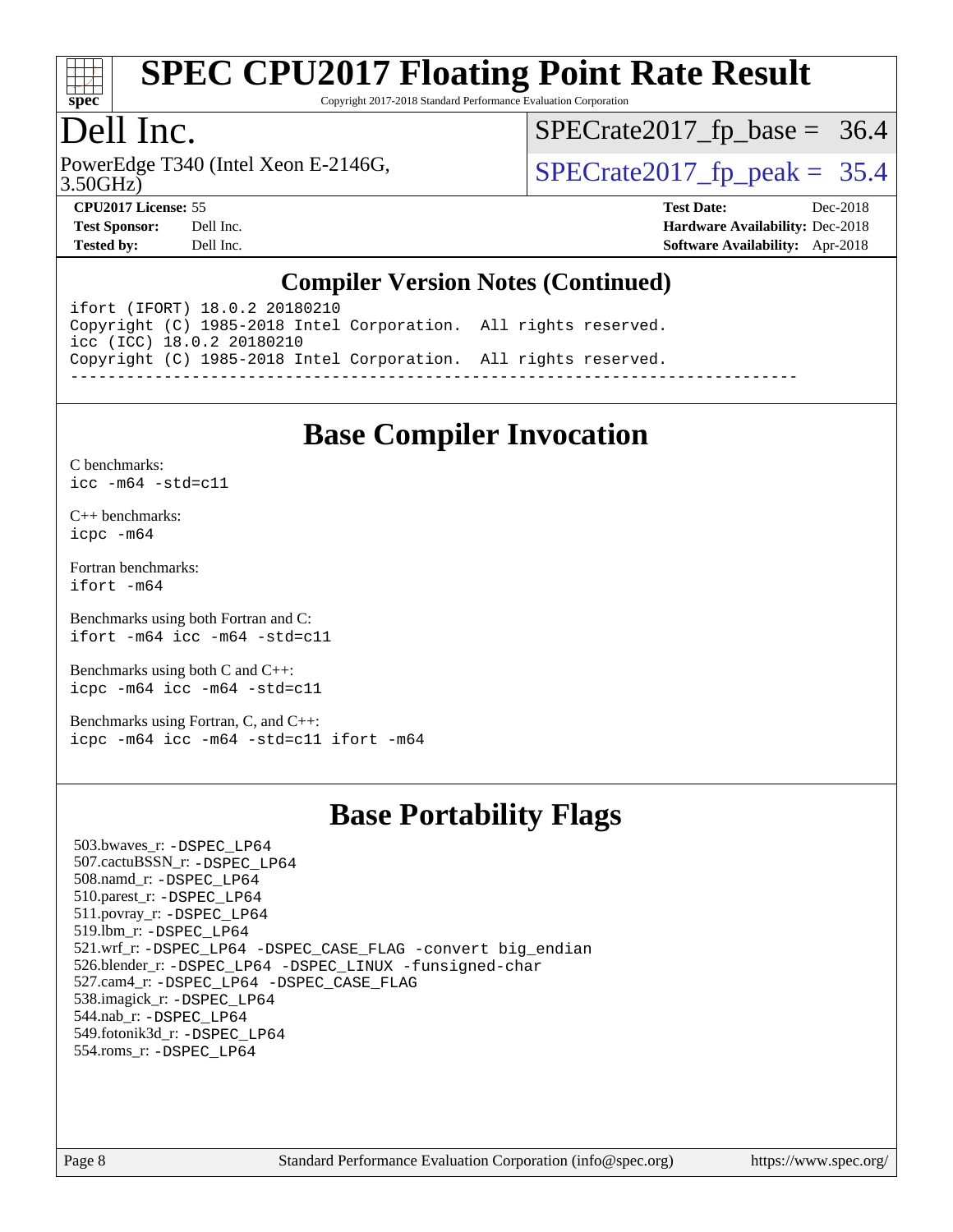# SPEC CPU2017 Floating Point Rate Result

Copyright 2017-2018 Standard Performance Evaluation Corporation

# Dell Inc.

PowerEdge T340 (Intel Xeon E-2146G, 3.50GHz)

SPECrate2017_fp_base = 36.4

SPECrate2017_fp_peak = 35.4

**CPU2017 License:** 55
**Test Sponsor:** Dell Inc.
**Tested by:** Dell Inc.

**Test Date:** Dec-2018
**Hardware Availability:** Dec-2018
**Software Availability:** Apr-2018

## Compiler Version Notes (Continued)

```
ifort (IFORT) 18.0.2 20180210
Copyright (C) 1985-2018 Intel Corporation.  All rights reserved.
icc (ICC) 18.0.2 20180210
Copyright (C) 1985-2018 Intel Corporation.  All rights reserved.
------------------------------------------------------------------------------
```

## Base Compiler Invocation

C benchmarks:
`icc -m64 -std=c11`

C++ benchmarks:
`icpc -m64`

Fortran benchmarks:
`ifort -m64`

Benchmarks using both Fortran and C:
`ifort -m64 icc -m64 -std=c11`

Benchmarks using both C and C++:
`icpc -m64 icc -m64 -std=c11`

Benchmarks using Fortran, C, and C++:
`icpc -m64 icc -m64 -std=c11 ifort -m64`

## Base Portability Flags

503.bwaves_r: -DSPEC_LP64
507.cactuBSSN_r: -DSPEC_LP64
508.namd_r: -DSPEC_LP64
510.parest_r: -DSPEC_LP64
511.povray_r: -DSPEC_LP64
519.lbm_r: -DSPEC_LP64
521.wrf_r: -DSPEC_LP64 -DSPEC_CASE_FLAG -convert big_endian
526.blender_r: -DSPEC_LP64 -DSPEC_LINUX -funsigned-char
527.cam4_r: -DSPEC_LP64 -DSPEC_CASE_FLAG
538.imagick_r: -DSPEC_LP64
544.nab_r: -DSPEC_LP64
549.fotonik3d_r: -DSPEC_LP64
554.roms_r: -DSPEC_LP64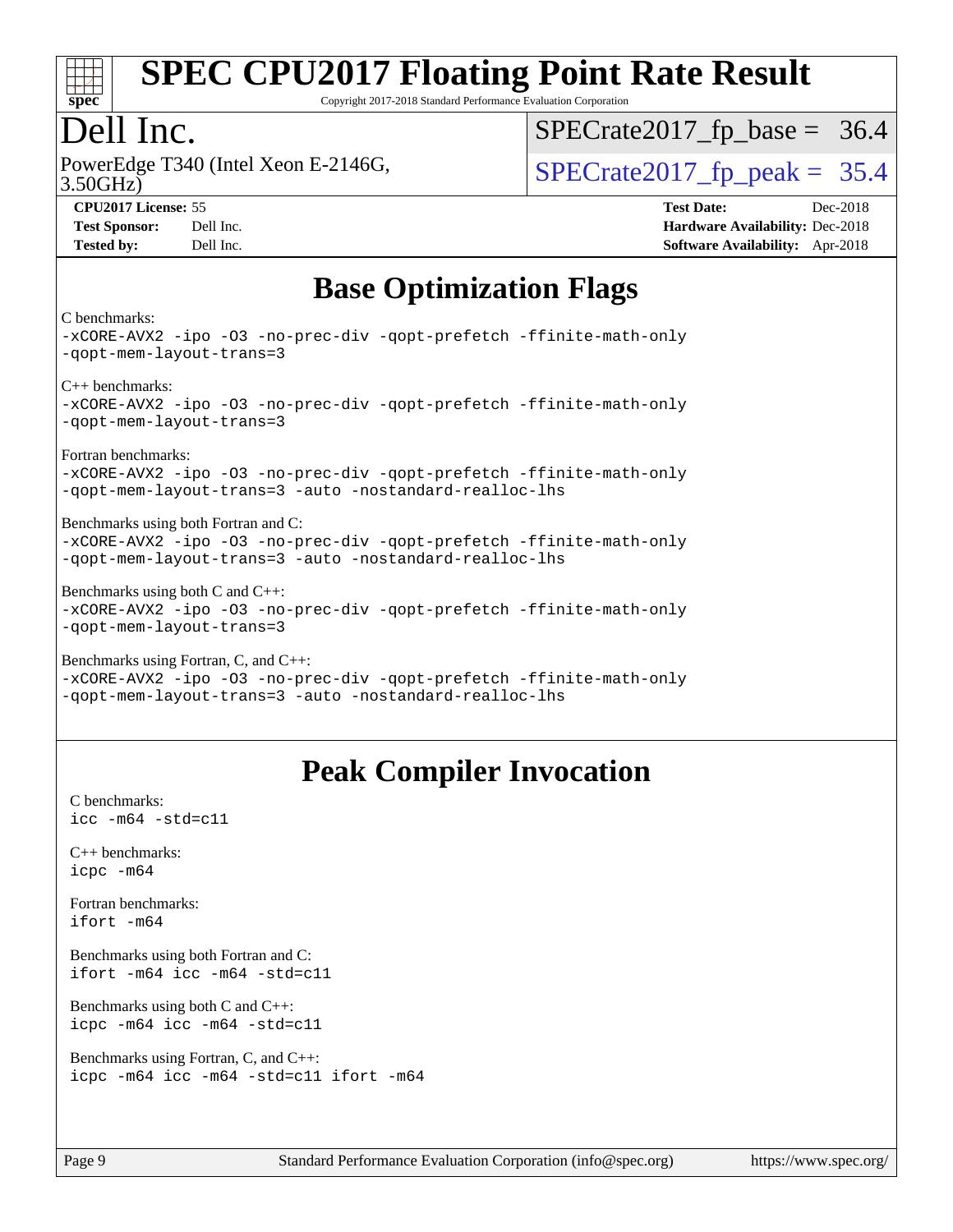# Base Optimization Flags

C benchmarks:
```
-xCORE-AVX2 -ipo -O3 -no-prec-div -qopt-prefetch -ffinite-math-only
-qopt-mem-layout-trans=3
```

C++ benchmarks:
```
-xCORE-AVX2 -ipo -O3 -no-prec-div -qopt-prefetch -ffinite-math-only
-qopt-mem-layout-trans=3
```

Fortran benchmarks:
```
-xCORE-AVX2 -ipo -O3 -no-prec-div -qopt-prefetch -ffinite-math-only
-qopt-mem-layout-trans=3 -auto -nostandard-realloc-lhs
```

Benchmarks using both Fortran and C:
```
-xCORE-AVX2 -ipo -O3 -no-prec-div -qopt-prefetch -ffinite-math-only
-qopt-mem-layout-trans=3 -auto -nostandard-realloc-lhs
```

Benchmarks using both C and C++:
```
-xCORE-AVX2 -ipo -O3 -no-prec-div -qopt-prefetch -ffinite-math-only
-qopt-mem-layout-trans=3
```

Benchmarks using Fortran, C, and C++:
```
-xCORE-AVX2 -ipo -O3 -no-prec-div -qopt-prefetch -ffinite-math-only
-qopt-mem-layout-trans=3 -auto -nostandard-realloc-lhs
```

# Peak Compiler Invocation

C benchmarks:
```
icc -m64 -std=c11
```

C++ benchmarks:
```
icpc -m64
```

Fortran benchmarks:
```
ifort -m64
```

Benchmarks using both Fortran and C:
```
ifort -m64 icc -m64 -std=c11
```

Benchmarks using both C and C++:
```
icpc -m64 icc -m64 -std=c11
```

Benchmarks using Fortran, C, and C++:
```
icpc -m64 icc -m64 -std=c11 ifort -m64
```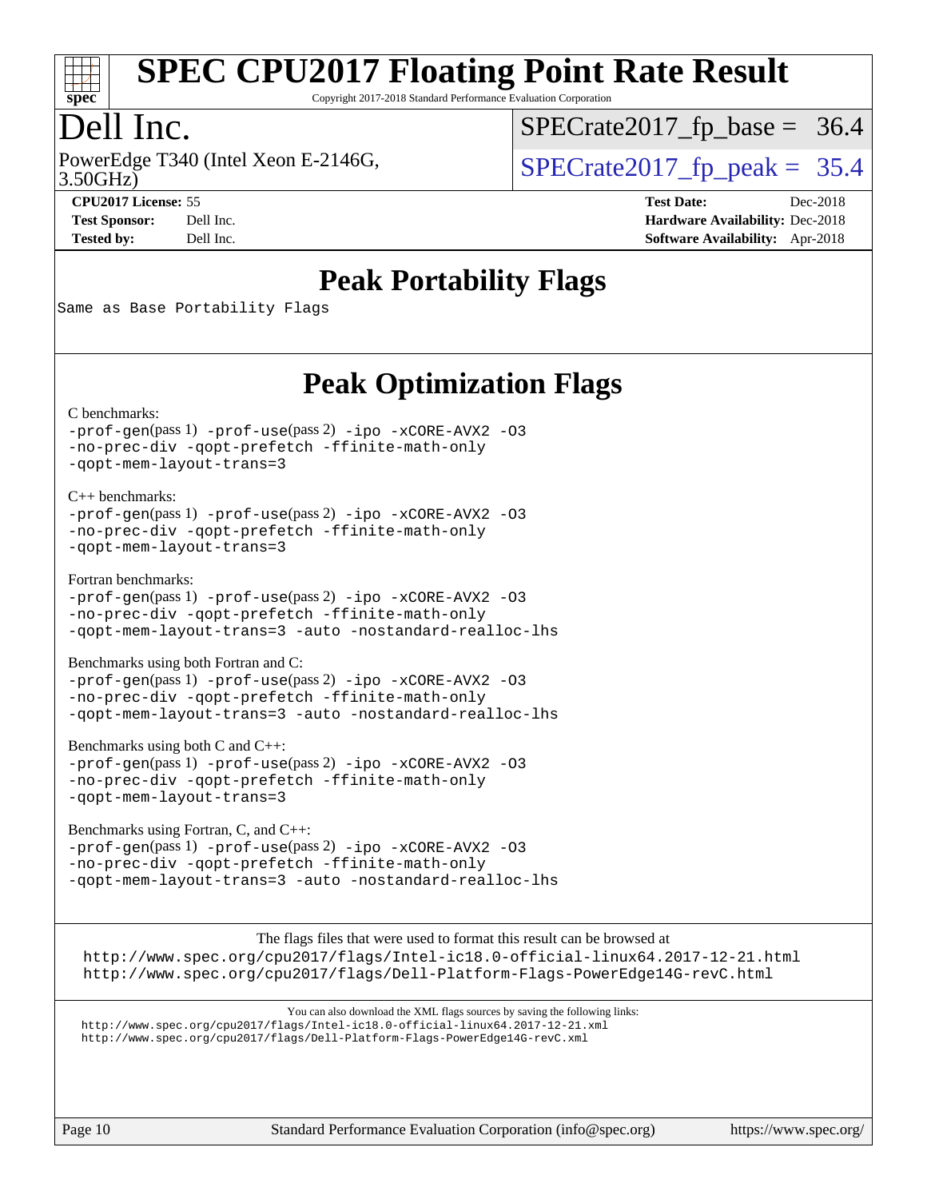# SPEC CPU2017 Floating Point Rate Result

Copyright 2017-2018 Standard Performance Evaluation Corporation

## Dell Inc.

PowerEdge T340 (Intel Xeon E-2146G, 3.50GHz)

SPECrate2017_fp_base = 36.4

SPECrate2017_fp_peak = 35.4

**CPU2017 License:** 55
**Test Sponsor:** Dell Inc.
**Tested by:** Dell Inc.

**Test Date:** Dec-2018
**Hardware Availability:** Dec-2018
**Software Availability:** Apr-2018

## Peak Portability Flags

Same as Base Portability Flags

## Peak Optimization Flags

C benchmarks:
-prof-gen(pass 1) -prof-use(pass 2) -ipo -xCORE-AVX2 -O3 -no-prec-div -qopt-prefetch -ffinite-math-only -qopt-mem-layout-trans=3

C++ benchmarks:
-prof-gen(pass 1) -prof-use(pass 2) -ipo -xCORE-AVX2 -O3 -no-prec-div -qopt-prefetch -ffinite-math-only -qopt-mem-layout-trans=3

Fortran benchmarks:
-prof-gen(pass 1) -prof-use(pass 2) -ipo -xCORE-AVX2 -O3 -no-prec-div -qopt-prefetch -ffinite-math-only -qopt-mem-layout-trans=3 -auto -nostandard-realloc-lhs

Benchmarks using both Fortran and C:
-prof-gen(pass 1) -prof-use(pass 2) -ipo -xCORE-AVX2 -O3 -no-prec-div -qopt-prefetch -ffinite-math-only -qopt-mem-layout-trans=3 -auto -nostandard-realloc-lhs

Benchmarks using both C and C++:
-prof-gen(pass 1) -prof-use(pass 2) -ipo -xCORE-AVX2 -O3 -no-prec-div -qopt-prefetch -ffinite-math-only -qopt-mem-layout-trans=3

Benchmarks using Fortran, C, and C++:
-prof-gen(pass 1) -prof-use(pass 2) -ipo -xCORE-AVX2 -O3 -no-prec-div -qopt-prefetch -ffinite-math-only -qopt-mem-layout-trans=3 -auto -nostandard-realloc-lhs

The flags files that were used to format this result can be browsed at
http://www.spec.org/cpu2017/flags/Intel-ic18.0-official-linux64.2017-12-21.html
http://www.spec.org/cpu2017/flags/Dell-Platform-Flags-PowerEdge14G-revC.html

You can also download the XML flags sources by saving the following links:
http://www.spec.org/cpu2017/flags/Intel-ic18.0-official-linux64.2017-12-21.xml
http://www.spec.org/cpu2017/flags/Dell-Platform-Flags-PowerEdge14G-revC.xml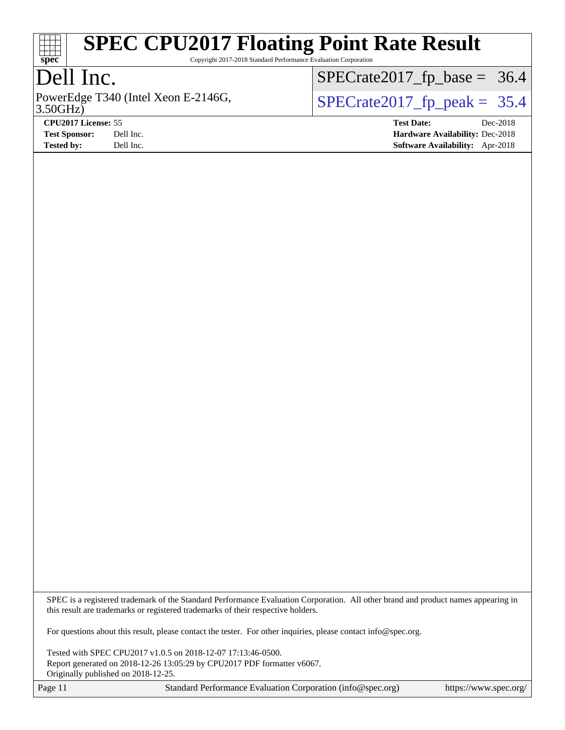SPEC is a registered trademark of the Standard Performance Evaluation Corporation. All other brand and product names appearing in this result are trademarks or registered trademarks of their respective holders.

For questions about this result, please contact the tester. For other inquiries, please contact info@spec.org.

Tested with SPEC CPU2017 v1.0.5 on 2018-12-07 17:13:46-0500.
Report generated on 2018-12-26 13:05:29 by CPU2017 PDF formatter v6067.
Originally published on 2018-12-25.